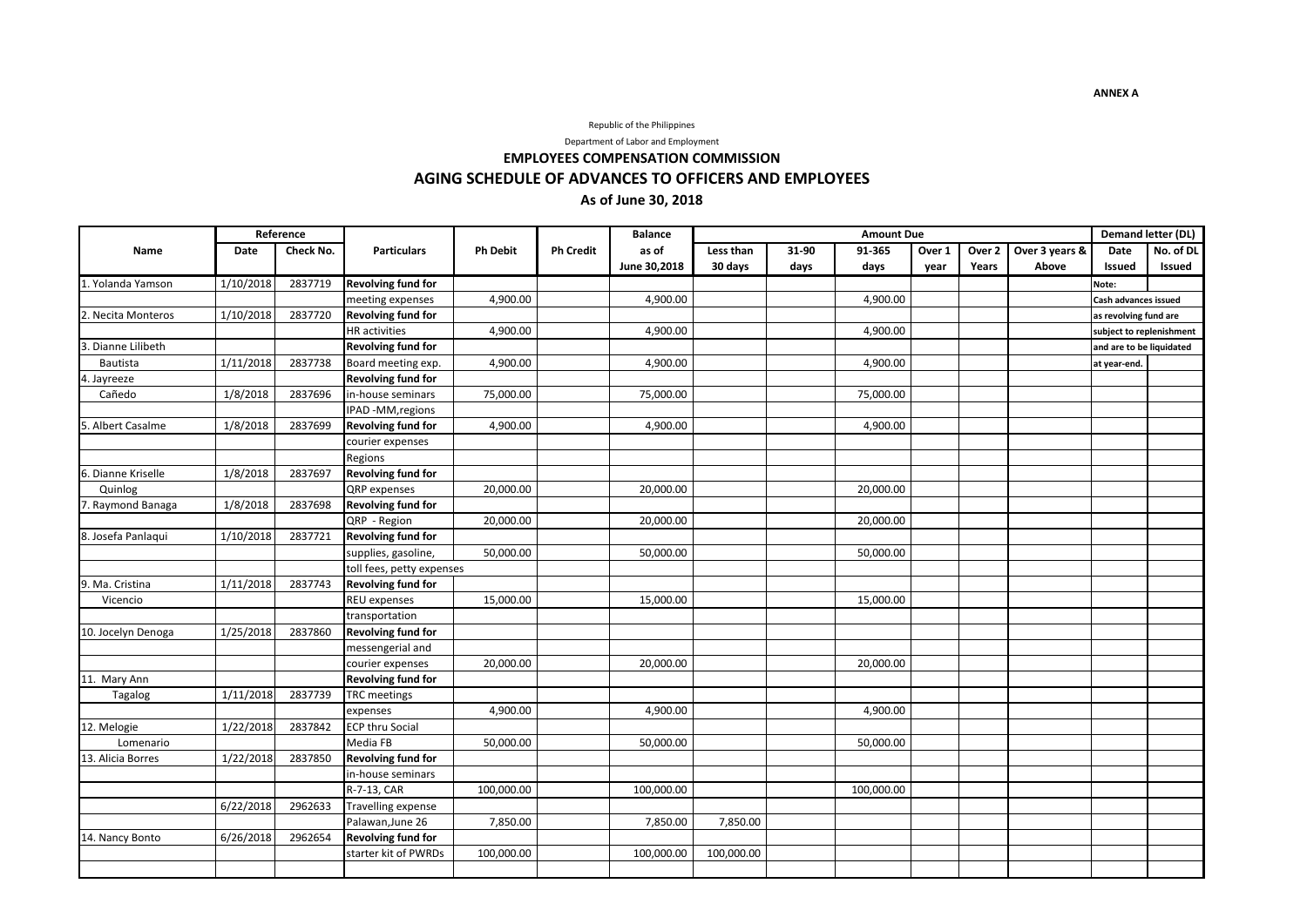**ANNEX A**

Republic of the Philippines

Department of Labor and Employment

# EMPLOYEES COMPENSATION COMMISSION

## AGING SCHEDULE OF ADVANCES TO OFFICERS AND EMPLOYEES

### As of June 30, 2018

| Name | Reference | | Particulars | Ph Debit | Ph Credit | Balance | Amount Due | | | | | | Demand letter (DL) | |
|---|---|---|---|---|---|---|---|---|---|---|---|---|---|---|
| | Date | Check No. | | | | as of June 30,2018 | Less than 30 days | 31-90 days | 91-365 days | Over 1 year | Over 2 Years | Over 3 years & Above | Date Issued | No. of DL Issued |
| 1. Yolanda Yamson | 1/10/2018 | 2837719 | **Revolving fund for** | | | | | | | | | | Note: | |
| | | | meeting expenses | 4,900.00 | | 4,900.00 | | | 4,900.00 | | | | Cash advances issued | |
| 2. Necita Monteros | 1/10/2018 | 2837720 | **Revolving fund for** | | | | | | | | | | as revolving fund are | |
| | | | HR activities | 4,900.00 | | 4,900.00 | | | 4,900.00 | | | | subject to replenishment | |
| 3. Dianne Lilibeth | | | **Revolving fund for** | | | | | | | | | | and are to be liquidated | |
| Bautista | 1/11/2018 | 2837738 | Board meeting exp. | 4,900.00 | | 4,900.00 | | | 4,900.00 | | | | at year-end. | |
| 4. Jayreeze | | | **Revolving fund for** | | | | | | | | | | | |
| Cañedo | 1/8/2018 | 2837696 | in-house seminars | 75,000.00 | | 75,000.00 | | | 75,000.00 | | | | | |
| | | | IPAD -MM,regions | | | | | | | | | | | |
| 5. Albert Casalme | 1/8/2018 | 2837699 | **Revolving fund for** | 4,900.00 | | 4,900.00 | | | 4,900.00 | | | | | |
| | | | courier expenses | | | | | | | | | | | |
| | | | Regions | | | | | | | | | | | |
| 6. Dianne Kriselle | 1/8/2018 | 2837697 | **Revolving fund for** | | | | | | | | | | | |
| Quinlog | | | QRP expenses | 20,000.00 | | 20,000.00 | | | 20,000.00 | | | | | |
| 7. Raymond Banaga | 1/8/2018 | 2837698 | **Revolving fund for** | | | | | | | | | | | |
| | | | QRP - Region | 20,000.00 | | 20,000.00 | | | 20,000.00 | | | | | |
| 8. Josefa Panlaqui | 1/10/2018 | 2837721 | **Revolving fund for** | | | | | | | | | | | |
| | | | supplies, gasoline, | 50,000.00 | | 50,000.00 | | | 50,000.00 | | | | | |
| | | | toll fees, petty expenses | | | | | | | | | | | |
| 9. Ma. Cristina | 1/11/2018 | 2837743 | **Revolving fund for** | | | | | | | | | | | |
| Vicencio | | | REU expenses | 15,000.00 | | 15,000.00 | | | 15,000.00 | | | | | |
| | | | transportation | | | | | | | | | | | |
| 10. Jocelyn Denoga | 1/25/2018 | 2837860 | **Revolving fund for** | | | | | | | | | | | |
| | | | messengerial and | | | | | | | | | | | |
| | | | courier expenses | 20,000.00 | | 20,000.00 | | | 20,000.00 | | | | | |
| 11. Mary Ann | | | **Revolving fund for** | | | | | | | | | | | |
| Tagalog | 1/11/2018 | 2837739 | TRC meetings | | | | | | | | | | | |
| | | | expenses | 4,900.00 | | 4,900.00 | | | 4,900.00 | | | | | |
| 12. Melogie | 1/22/2018 | 2837842 | ECP thru Social | | | | | | | | | | | |
| Lomenario | | | Media FB | 50,000.00 | | 50,000.00 | | | 50,000.00 | | | | | |
| 13. Alicia Borres | 1/22/2018 | 2837850 | **Revolving fund for** | | | | | | | | | | | |
| | | | in-house seminars | | | | | | | | | | | |
| | | | R-7-13, CAR | 100,000.00 | | 100,000.00 | | | 100,000.00 | | | | | |
| | 6/22/2018 | 2962633 | Travelling expense | | | | | | | | | | | |
| | | | Palawan,June 26 | 7,850.00 | | 7,850.00 | 7,850.00 | | | | | | | |
| 14. Nancy Bonto | 6/26/2018 | 2962654 | **Revolving fund for** | | | | | | | | | | | |
| | | | starter kit of PWRDs | 100,000.00 | | 100,000.00 | 100,000.00 | | | | | | | |
| | | | | | | | | | | | | | | |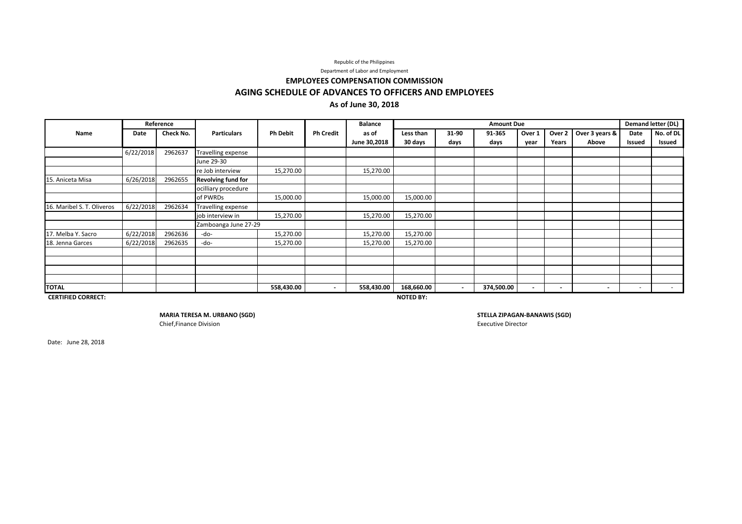Republic of the Philippines

Department of Labor and Employment

### EMPLOYEES COMPENSATION COMMISSION

### AGING SCHEDULE OF ADVANCES TO OFFICERS AND EMPLOYEES

### As of June 30, 2018

| Name | Reference | | Particulars | Ph Debit | Ph Credit | Balance as of June 30,2018 | Amount Due | | | | | | Demand letter (DL) | |
|---|---|---|---|---|---|---|---|---|---|---|---|---|---|---|
| | Date | Check No. | | | | | Less than 30 days | 31-90 days | 91-365 days | Over 1 year | Over 2 Years | Over 3 years & Above | Date Issued | No. of DL Issued |
| | 6/22/2018 | 2962637 | Travelling expense | | | | | | | | | | | |
| | | | June 29-30 | | | | | | | | | | | |
| | | | re Job interview | 15,270.00 | | 15,270.00 | | | | | | | | |
| 15. Aniceta Misa | 6/26/2018 | 2962655 | **Revolving fund for** | | | | | | | | | | | |
| | | | ocilliary procedure | | | | | | | | | | | |
| | | | of PWRDs | 15,000.00 | | 15,000.00 | 15,000.00 | | | | | | | |
| 16. Maribel S. T. Oliveros | 6/22/2018 | 2962634 | Travelling expense | | | | | | | | | | | |
| | | | job interview in | 15,270.00 | | 15,270.00 | 15,270.00 | | | | | | | |
| | | | Zamboanga June 27-29 | | | | | | | | | | | |
| 17. Melba Y. Sacro | 6/22/2018 | 2962636 | -do- | 15,270.00 | | 15,270.00 | 15,270.00 | | | | | | | |
| 18. Jenna Garces | 6/22/2018 | 2962635 | -do- | 15,270.00 | | 15,270.00 | 15,270.00 | | | | | | | |
| **TOTAL** | | | | **558,430.00** | **-** | **558,430.00** | **168,660.00** | **-** | **374,500.00** | **-** | **-** | **-** | - | - |

**CERTIFIED CORRECT:**

**MARIA TERESA M. URBANO (SGD)**
Chief,Finance Division

**NOTED BY:**

**STELLA ZIPAGAN-BANAWIS (SGD)**
Executive Director

Date: June 28, 2018